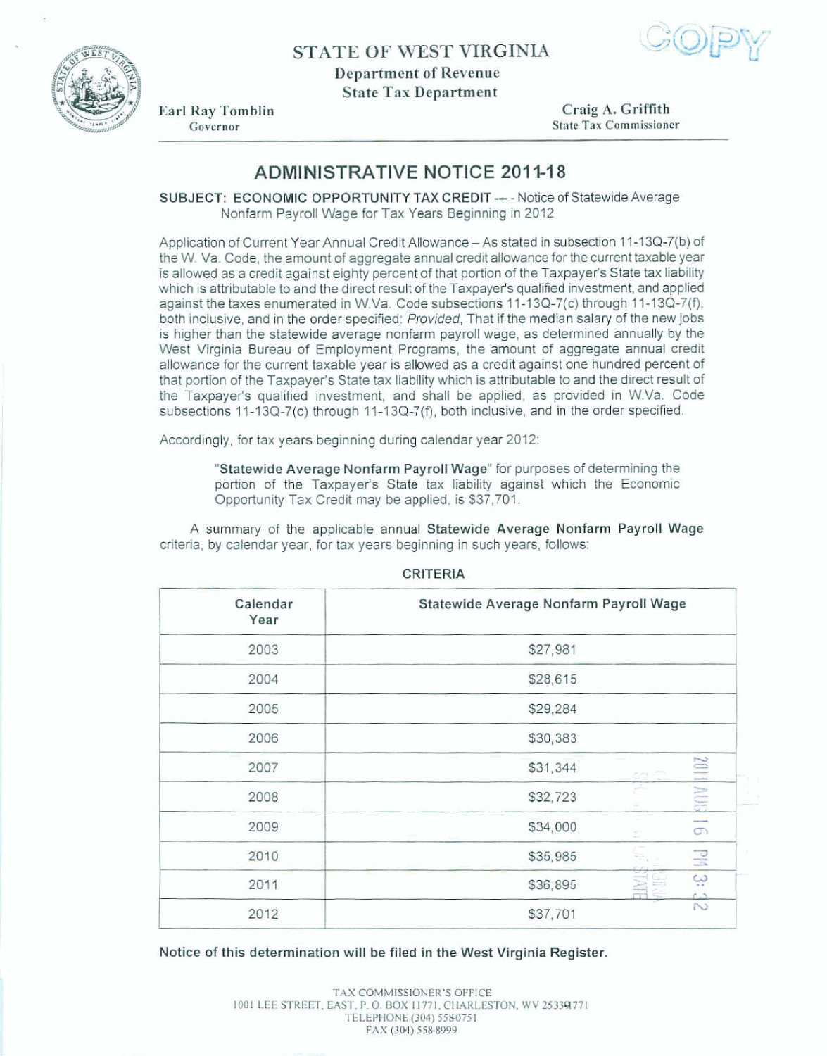# STATE OF WEST VIRGINIA

**Department of Revenue**
**State Tax Department**

Earl Ray Tomblin
Governor

Craig A. Griffith
State Tax Commissioner

## ADMINISTRATIVE NOTICE 2011-18

**SUBJECT: ECONOMIC OPPORTUNITY TAX CREDIT** --- - Notice of Statewide Average Nonfarm Payroll Wage for Tax Years Beginning in 2012

Application of Current Year Annual Credit Allowance – As stated in subsection 11-13Q-7(b) of the W. Va. Code, the amount of aggregate annual credit allowance for the current taxable year is allowed as a credit against eighty percent of that portion of the Taxpayer's State tax liability which is attributable to and the direct result of the Taxpayer's qualified investment, and applied against the taxes enumerated in W.Va. Code subsections 11-13Q-7(c) through 11-13Q-7(f), both inclusive, and in the order specified: *Provided*, That if the median salary of the new jobs is higher than the statewide average nonfarm payroll wage, as determined annually by the West Virginia Bureau of Employment Programs, the amount of aggregate annual credit allowance for the current taxable year is allowed as a credit against one hundred percent of that portion of the Taxpayer's State tax liability which is attributable to and the direct result of the Taxpayer's qualified investment, and shall be applied, as provided in W.Va. Code subsections 11-13Q-7(c) through 11-13Q-7(f), both inclusive, and in the order specified.

Accordingly, for tax years beginning during calendar year 2012:

> "**Statewide Average Nonfarm Payroll Wage**" for purposes of determining the portion of the Taxpayer's State tax liability against which the Economic Opportunity Tax Credit may be applied, is $37,701.

A summary of the applicable annual **Statewide Average Nonfarm Payroll Wage** criteria, by calendar year, for tax years beginning in such years, follows:

CRITERIA

| Calendar Year | Statewide Average Nonfarm Payroll Wage |
|---|---|
| 2003 | $27,981 |
| 2004 | $28,615 |
| 2005 | $29,284 |
| 2006 | $30,383 |
| 2007 | $31,344 |
| 2008 | $32,723 |
| 2009 | $34,000 |
| 2010 | $35,985 |
| 2011 | $36,895 |
| 2012 | $37,701 |

**Notice of this determination will be filed in the West Virginia Register.**

TAX COMMISSIONER'S OFFICE
1001 LEE STREET, EAST, P. O. BOX 11771, CHARLESTON, WV 25339-1771
TELEPHONE (304) 558-0751
FAX (304) 558-8999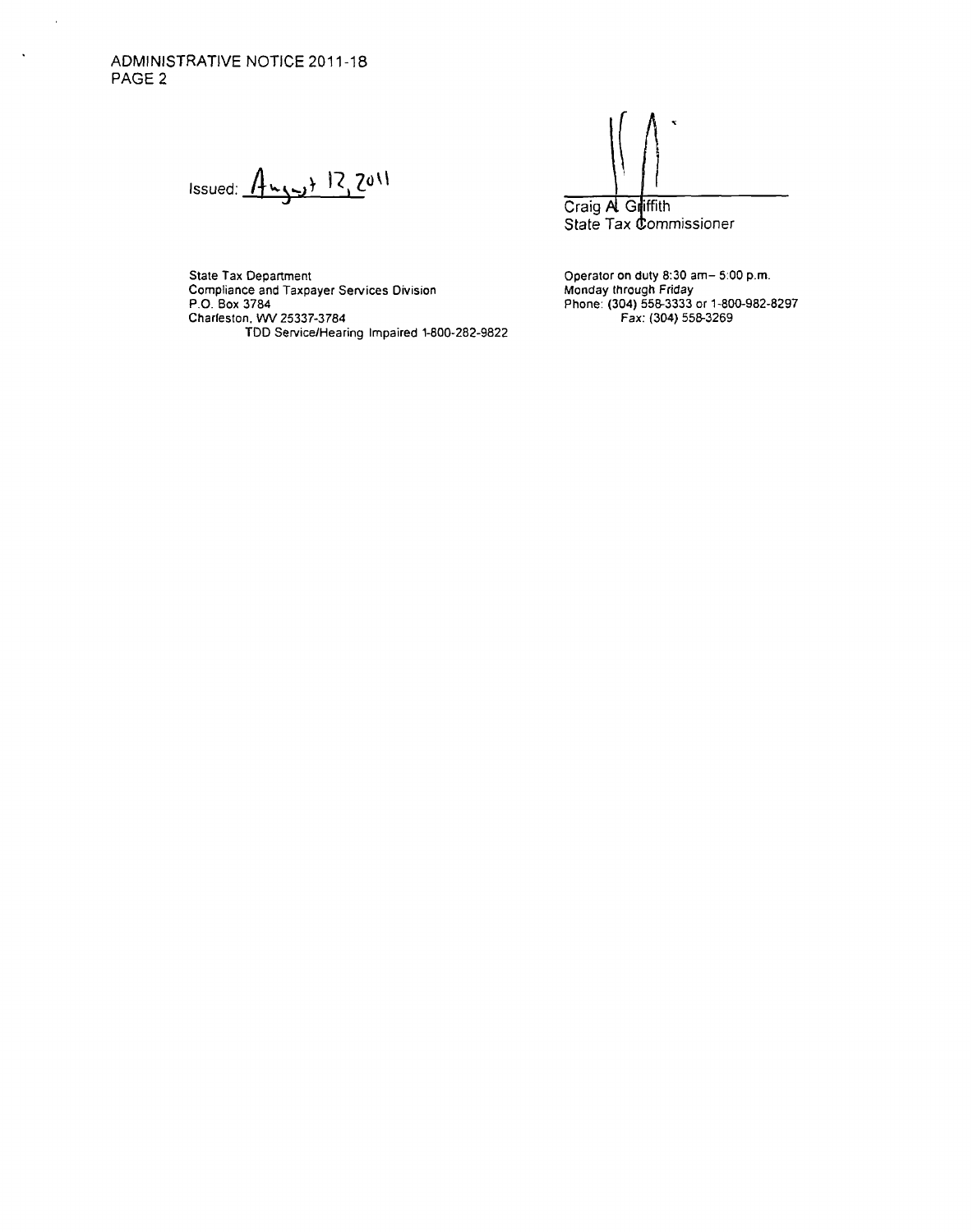ADMINISTRATIVE NOTICE 2011-18
PAGE 2

Issued: August 12, 2011

Craig A. Griffith
State Tax Commissioner

State Tax Department
Compliance and Taxpayer Services Division
P.O. Box 3784
Charleston, WV 25337-3784
TDD Service/Hearing Impaired 1-800-282-9822

Operator on duty 8:30 am– 5:00 p.m.
Monday through Friday
Phone: (304) 558-3333 or 1-800-982-8297
Fax: (304) 558-3269